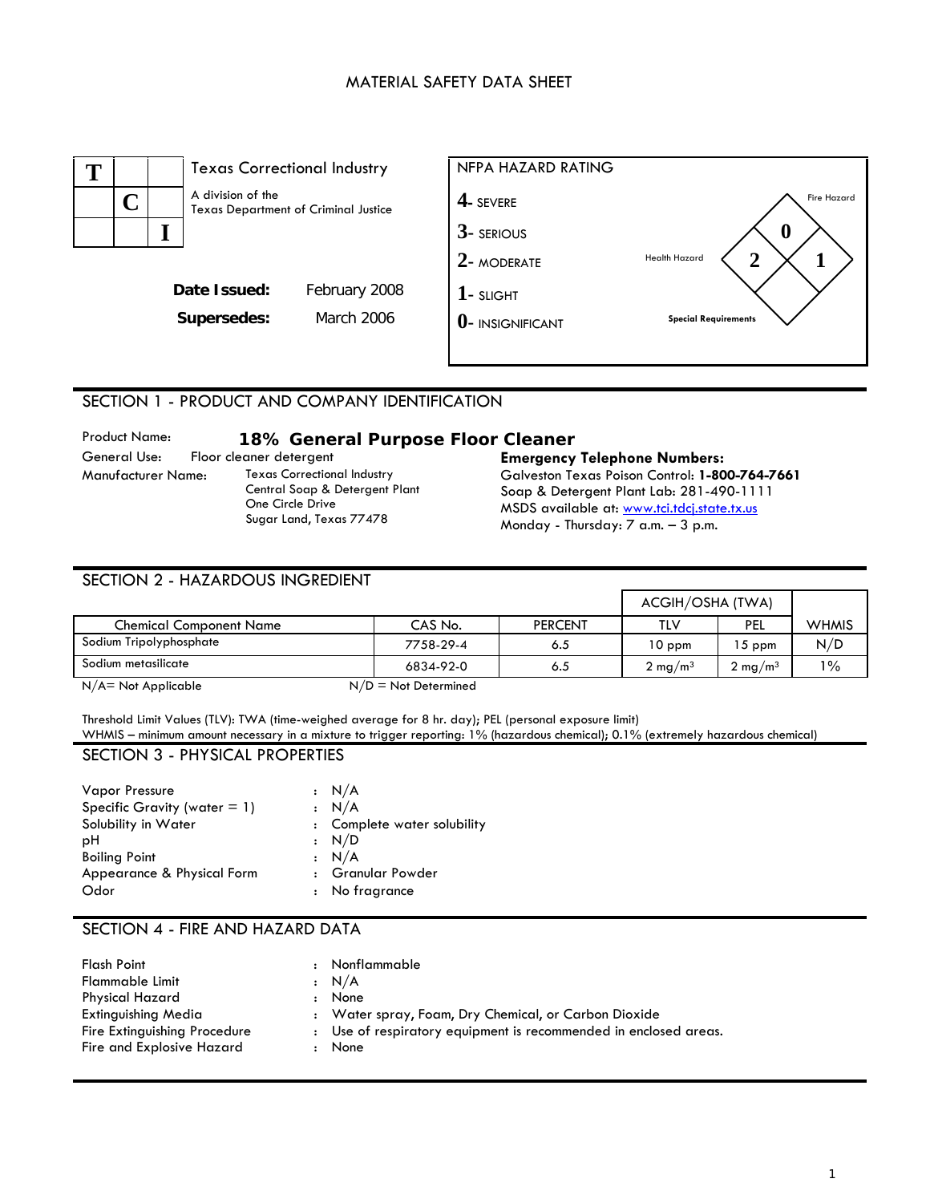# MATERIAL SAFETY DATA SHEET

**TCI**

Texas Correctional Industry

A division of the Texas Department of Criminal Justice

**Date Issued:** February 2008

**Supersedes:** March 2006

**NFPA HAZARD RATING**

- **4**- SEVERE
- **3**- SERIOUS
- **2**- MODERATE
- **1**- SLIGHT
- **0**- INSIGNIFICANT

Fire Hazard: 0
Health Hazard: 2
Reactivity: 1
Special Requirements:

## SECTION 1 - PRODUCT AND COMPANY IDENTIFICATION

Product Name: **18% General Purpose Floor Cleaner**

General Use: Floor cleaner detergent

Manufacturer Name: Texas Correctional Industry
Central Soap & Detergent Plant
One Circle Drive
Sugar Land, Texas 77478

**Emergency Telephone Numbers:**
Galveston Texas Poison Control: **1-800-764-7661**
Soap & Detergent Plant Lab: 281-490-1111
MSDS available at: www.tci.tdcj.state.tx.us
Monday - Thursday: 7 a.m. – 3 p.m.

## SECTION 2 - HAZARDOUS INGREDIENT

| | | | ACGIH/OSHA (TWA) | | |
|---|---|---|---|---|---|
| Chemical Component Name | CAS No. | PERCENT | TLV | PEL | WHMIS |
| Sodium Tripolyphosphate | 7758-29-4 | 6.5 | 10 ppm | 15 ppm | N/D |
| Sodium metasilicate | 6834-92-0 | 6.5 | 2 mg/m$^3$ | 2 mg/m$^3$ | 1% |

N/A= Not Applicable N/D = Not Determined

Threshold Limit Values (TLV): TWA (time-weighed average for 8 hr. day); PEL (personal exposure limit)
WHMIS – minimum amount necessary in a mixture to trigger reporting: 1% (hazardous chemical); 0.1% (extremely hazardous chemical)

## SECTION 3 - PHYSICAL PROPERTIES

| | |
|---|---|
| Vapor Pressure | : N/A |
| Specific Gravity (water = 1) | : N/A |
| Solubility in Water | : Complete water solubility |
| pH | : N/D |
| Boiling Point | : N/A |
| Appearance & Physical Form | : Granular Powder |
| Odor | : No fragrance |

## SECTION 4 - FIRE AND HAZARD DATA

| | |
|---|---|
| Flash Point | : Nonflammable |
| Flammable Limit | : N/A |
| Physical Hazard | : None |
| Extinguishing Media | : Water spray, Foam, Dry Chemical, or Carbon Dioxide |
| Fire Extinguishing Procedure | : Use of respiratory equipment is recommended in enclosed areas. |
| Fire and Explosive Hazard | : None |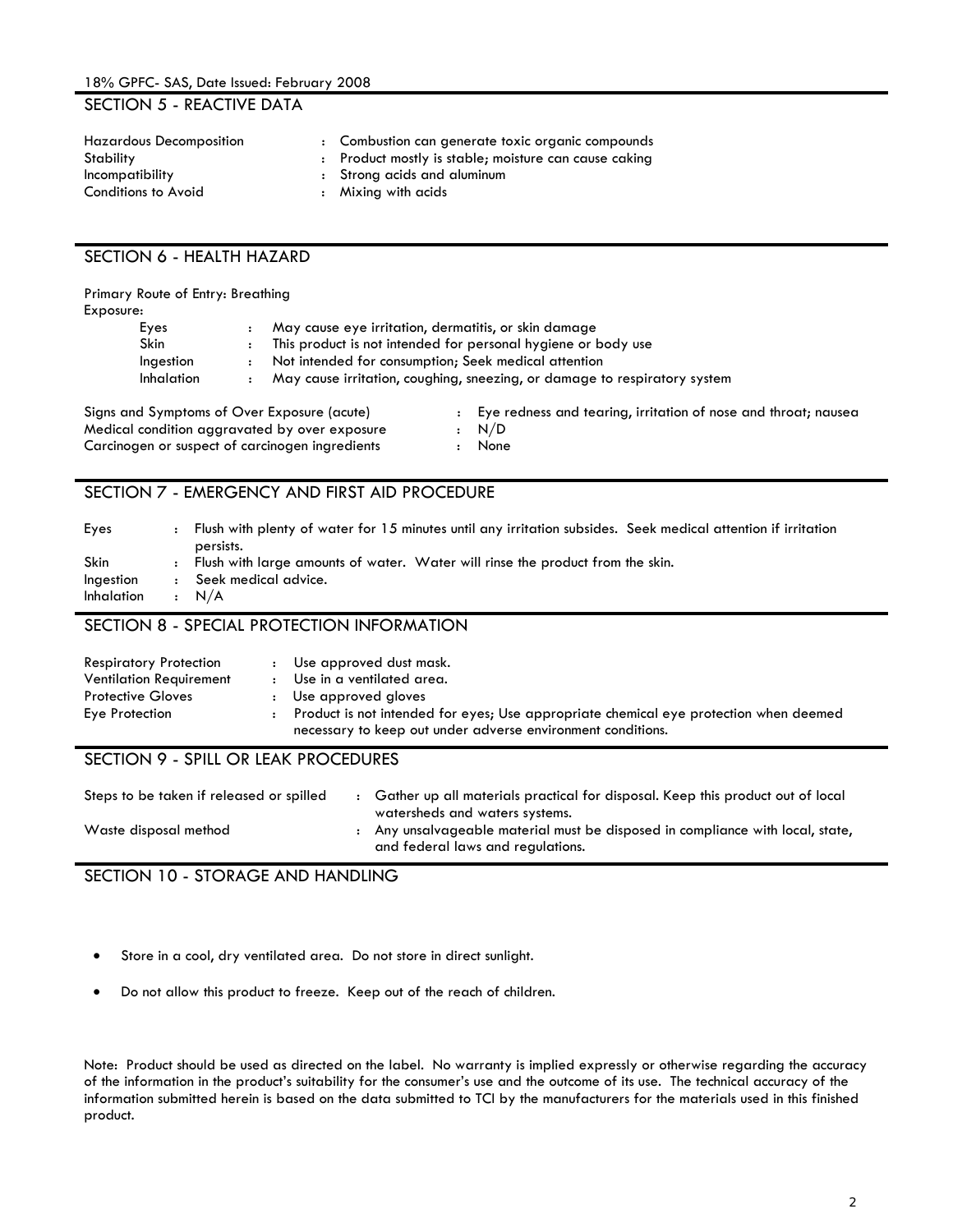## SECTION 5 - REACTIVE DATA

| | |
|---|---|
| Hazardous Decomposition | : Combustion can generate toxic organic compounds |
| Stability | : Product mostly is stable; moisture can cause caking |
| Incompatibility | : Strong acids and aluminum |
| Conditions to Avoid | : Mixing with acids |

## SECTION 6 - HEALTH HAZARD

Primary Route of Entry: Breathing

Exposure:

| | |
|---|---|
| Eyes | : May cause eye irritation, dermatitis, or skin damage |
| Skin | : This product is not intended for personal hygiene or body use |
| Ingestion | : Not intended for consumption; Seek medical attention |
| Inhalation | : May cause irritation, coughing, sneezing, or damage to respiratory system |

| | |
|---|---|
| Signs and Symptoms of Over Exposure (acute) | : Eye redness and tearing, irritation of nose and throat; nausea |
| Medical condition aggravated by over exposure | : N/D |
| Carcinogen or suspect of carcinogen ingredients | : None |

## SECTION 7 - EMERGENCY AND FIRST AID PROCEDURE

| | |
|---|---|
| Eyes | : Flush with plenty of water for 15 minutes until any irritation subsides. Seek medical attention if irritation persists. |
| Skin | : Flush with large amounts of water. Water will rinse the product from the skin. |
| Ingestion | : Seek medical advice. |
| Inhalation | : N/A |

## SECTION 8 - SPECIAL PROTECTION INFORMATION

| | |
|---|---|
| Respiratory Protection | : Use approved dust mask. |
| Ventilation Requirement | : Use in a ventilated area. |
| Protective Gloves | : Use approved gloves |
| Eye Protection | : Product is not intended for eyes; Use appropriate chemical eye protection when deemed necessary to keep out under adverse environment conditions. |

## SECTION 9 - SPILL OR LEAK PROCEDURES

| | |
|---|---|
| Steps to be taken if released or spilled | : Gather up all materials practical for disposal. Keep this product out of local watersheds and waters systems. |
| Waste disposal method | : Any unsalvageable material must be disposed in compliance with local, state, and federal laws and regulations. |

## SECTION 10 - STORAGE AND HANDLING

- Store in a cool, dry ventilated area. Do not store in direct sunlight.
- Do not allow this product to freeze. Keep out of the reach of children.

Note: Product should be used as directed on the label. No warranty is implied expressly or otherwise regarding the accuracy of the information in the product's suitability for the consumer's use and the outcome of its use. The technical accuracy of the information submitted herein is based on the data submitted to TCI by the manufacturers for the materials used in this finished product.